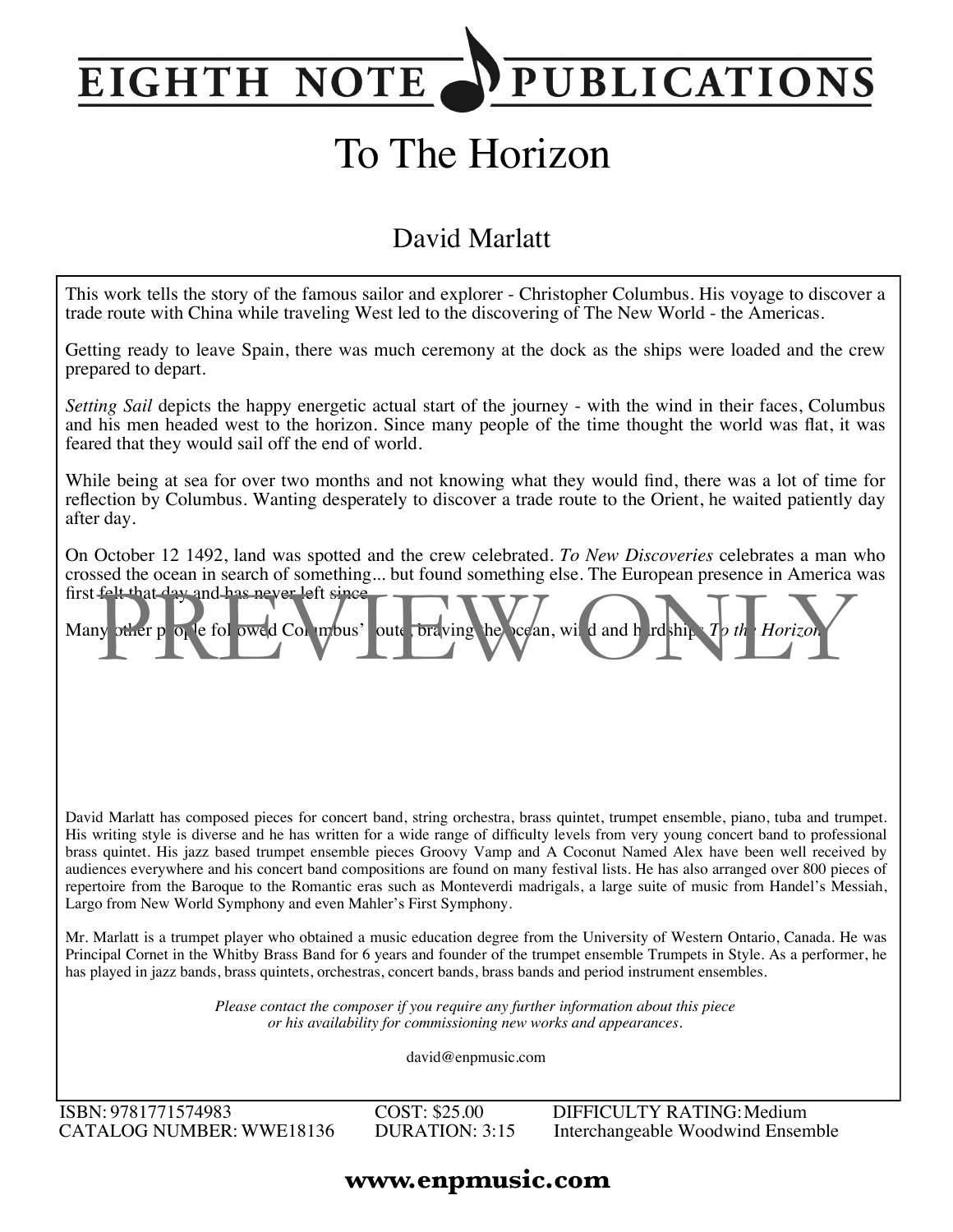# EIGHTH NOTE PUBLICATIONS

# To The Horizon

## David Marlatt

This work tells the story of the famous sailor and explorer - Christopher Columbus. His voyage to discover a trade route with China while traveling West led to the discovering of The New World - the Americas.

Getting ready to leave Spain, there was much ceremony at the dock as the ships were loaded and the crew prepared to depart.

*Setting Sail* depicts the happy energetic actual start of the journey - with the wind in their faces, Columbus and his men headed west to the horizon. Since many people of the time thought the world was flat, it was feared that they would sail off the end of world.

While being at sea for over two months and not knowing what they would find, there was a lot of time for reflection by Columbus. Wanting desperately to discover a trade route to the Orient, he waited patiently day after day.

On October 12 1492, land was spotted and the crew celebrated. *To New Discoveries* celebrates a man who crossed the ocean in search of something... but found something else. The European presence in America was first felt that day and has never left since.

Many other people followed Columbus' route, braving the ocean, wind and hardship. *To the Horizon*.

PREVIEW ONLY

David Marlatt has composed pieces for concert band, string orchestra, brass quintet, trumpet ensemble, piano, tuba and trumpet. His writing style is diverse and he has written for a wide range of difficulty levels from very young concert band to professional brass quintet. His jazz based trumpet ensemble pieces Groovy Vamp and A Coconut Named Alex have been well received by audiences everywhere and his concert band compositions are found on many festival lists. He has also arranged over 800 pieces of repertoire from the Baroque to the Romantic eras such as Monteverdi madrigals, a large suite of music from Handel's Messiah, Largo from New World Symphony and even Mahler's First Symphony.

Mr. Marlatt is a trumpet player who obtained a music education degree from the University of Western Ontario, Canada. He was Principal Cornet in the Whitby Brass Band for 6 years and founder of the trumpet ensemble Trumpets in Style. As a performer, he has played in jazz bands, brass quintets, orchestras, concert bands, brass bands and period instrument ensembles.

*Please contact the composer if you require any further information about this piece or his availability for commissioning new works and appearances.*

david@enpmusic.com

ISBN: 9781771574983
CATALOG NUMBER: WWE18136
COST: $25.00
DURATION: 3:15
DIFFICULTY RATING: Medium
Interchangeable Woodwind Ensemble

**www.enpmusic.com**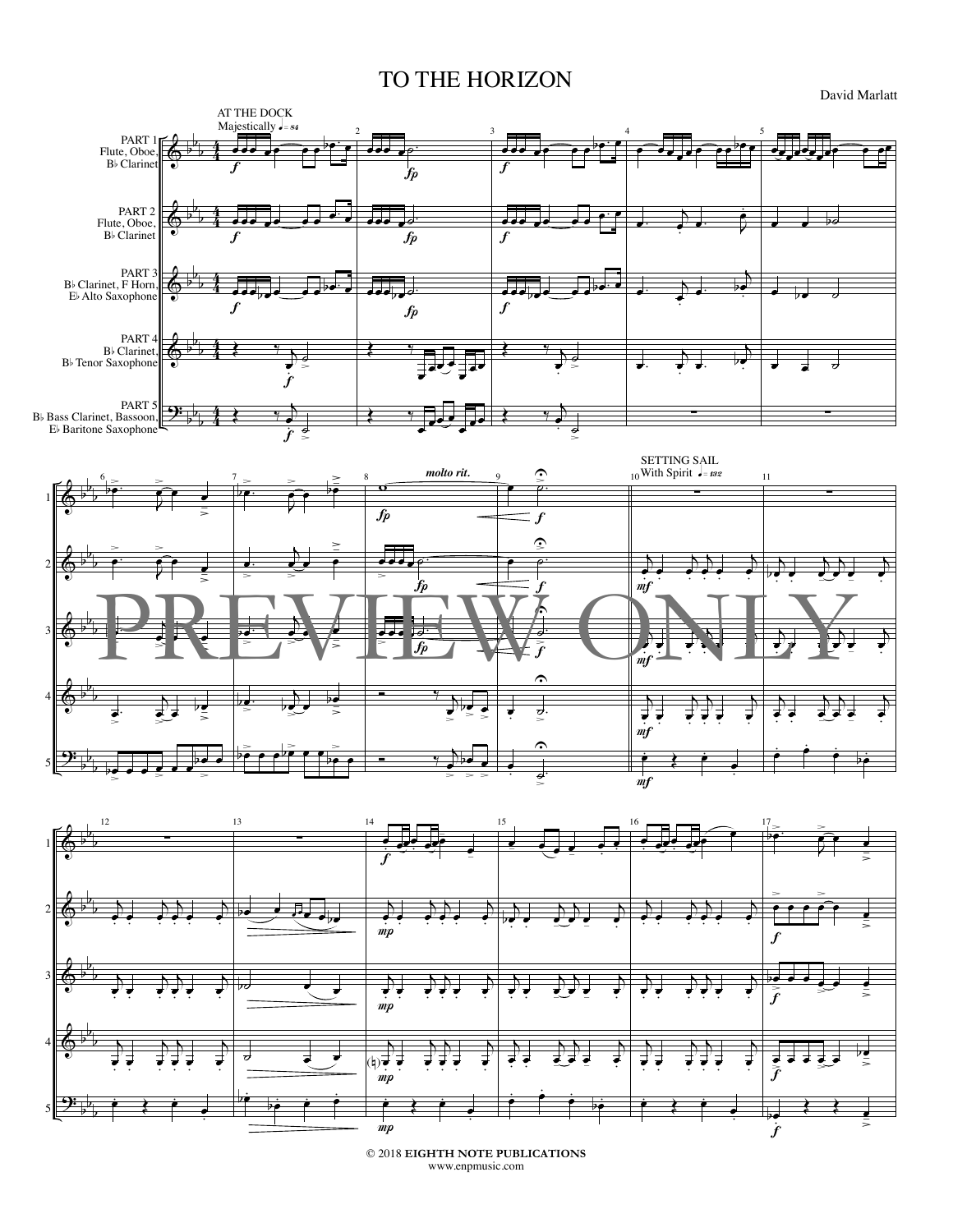# TO THE HORIZON

David Marlatt

AT THE DOCK
Majestically ♩= 84

PART 1 Flute, Oboe, B♭ Clarinet

PART 2 Flute, Oboe, B♭ Clarinet

PART 3 B♭ Clarinet, F Horn, E♭ Alto Saxophone

PART 4 B♭ Clarinet, B♭ Tenor Saxophone

PART 5 B♭ Bass Clarinet, Bassoon, E♭ Baritone Saxophone

*molto rit.*

SETTING SAIL
With Spirit ♩= 132

PREVIEW ONLY

© 2018 **EIGHTH NOTE PUBLICATIONS**
www.enpmusic.com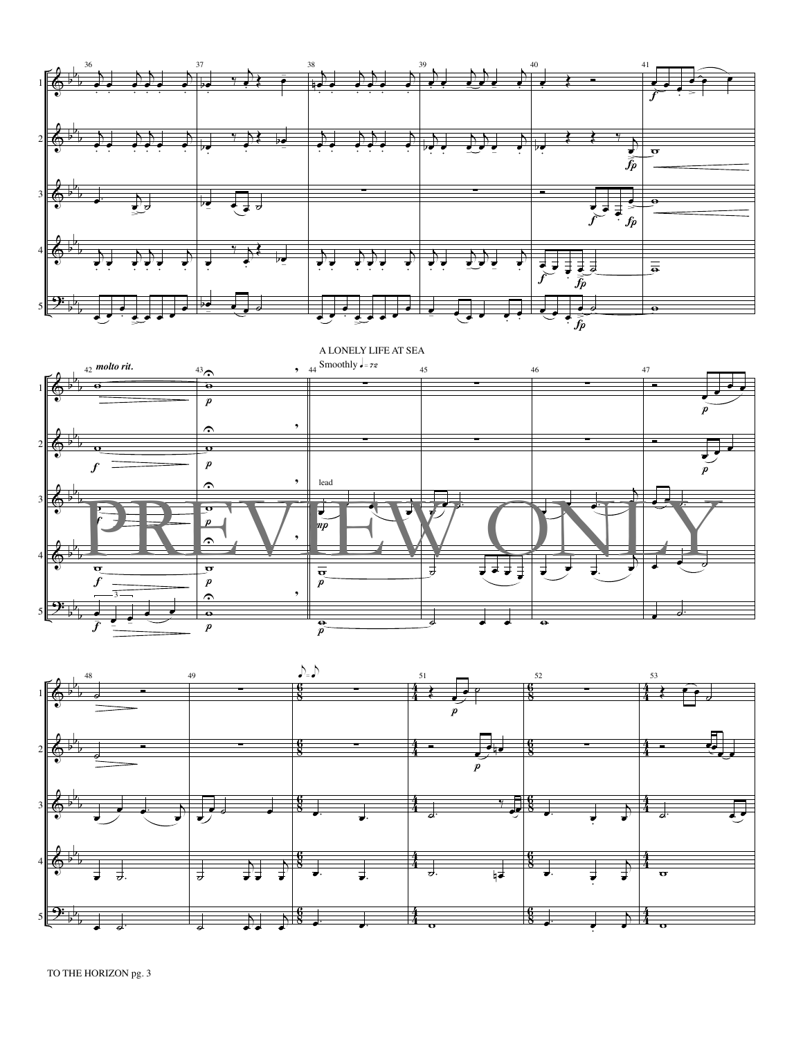A LONELY LIFE AT SEA

Smoothly ♩= 72

lead

PREVIEW ONLY

TO THE HORIZON pg. 3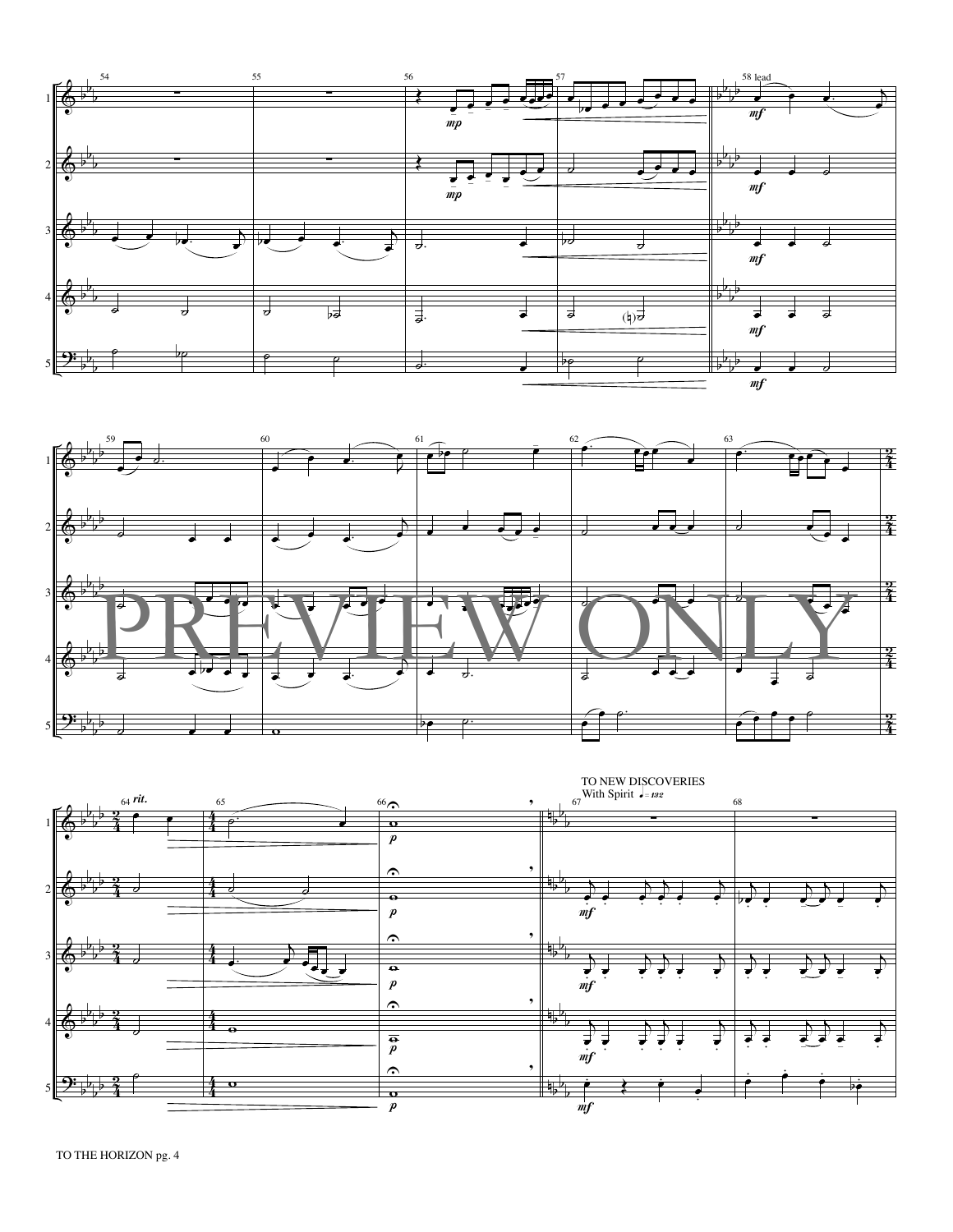TO NEW DISCOVERIES

With Spirit ♩= 132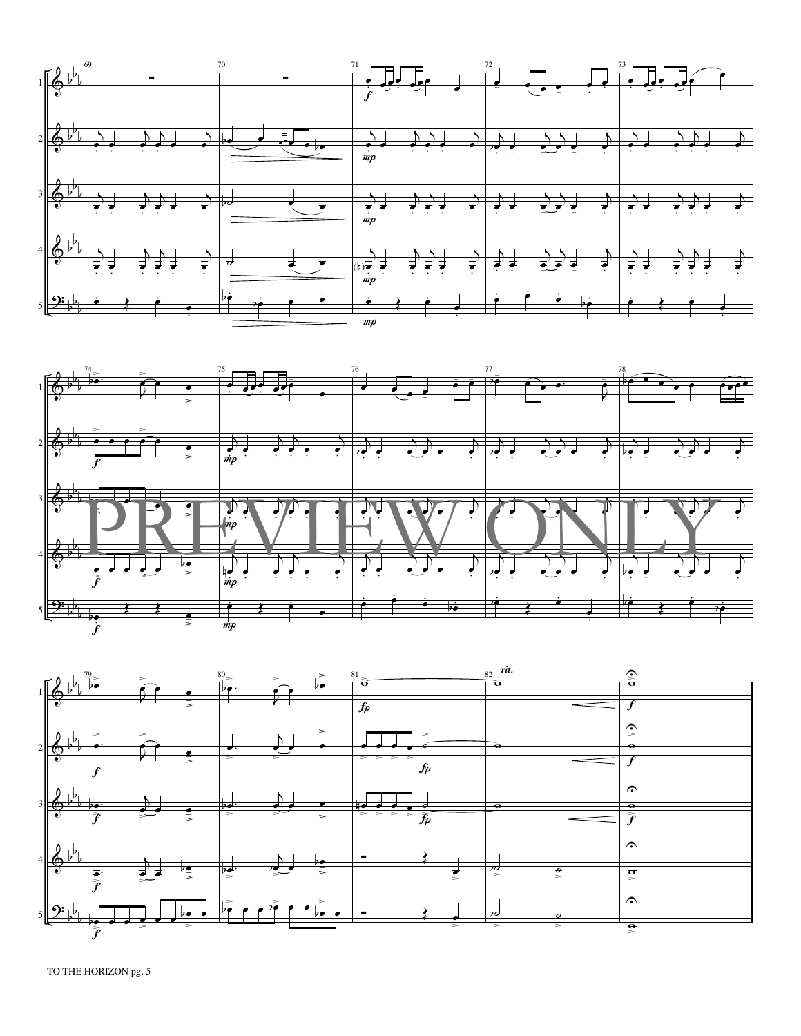PREVIEW ONLY